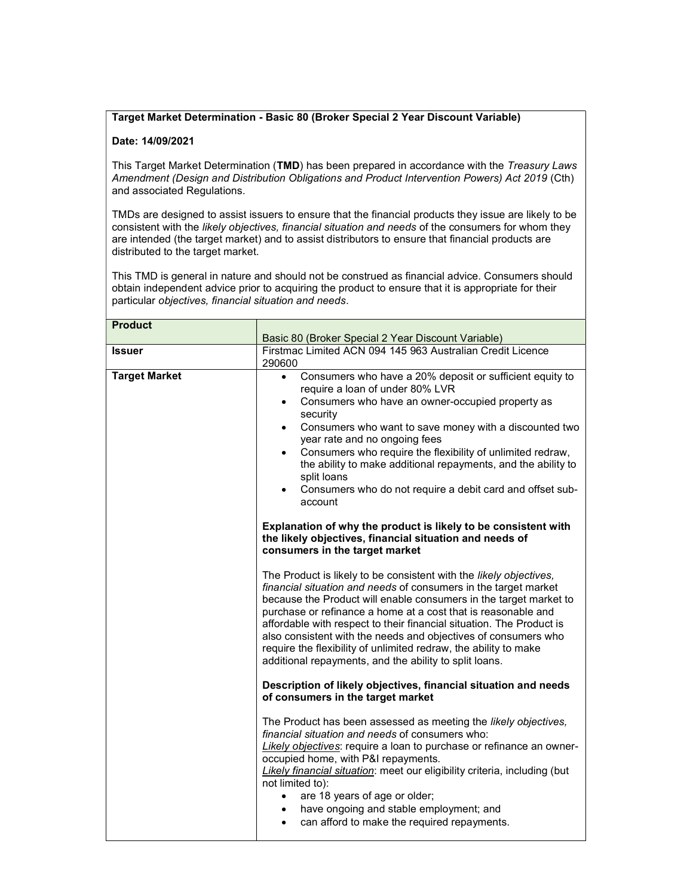**Target Market Determination - Basic 80 (Broker Special 2 Year Discount Variable)**

**Date: 14/09/2021**

This Target Market Determination (**TMD**) has been prepared in accordance with the *Treasury Laws Amendment (Design and Distribution Obligations and Product Intervention Powers) Act 2019* (Cth) and associated Regulations.

TMDs are designed to assist issuers to ensure that the financial products they issue are likely to be consistent with the *likely objectives, financial situation and needs* of the consumers for whom they are intended (the target market) and to assist distributors to ensure that financial products are distributed to the target market.

This TMD is general in nature and should not be construed as financial advice. Consumers should obtain independent advice prior to acquiring the product to ensure that it is appropriate for their particular *objectives, financial situation and needs*.

| **Product** | Basic 80 (Broker Special 2 Year Discount Variable) |
|---|---|
| **Issuer** | Firstmac Limited ACN 094 145 963 Australian Credit Licence 290600 |
| **Target Market** | • Consumers who have a 20% deposit or sufficient equity to require a loan of under 80% LVR<br>• Consumers who have an owner-occupied property as security<br>• Consumers who want to save money with a discounted two year rate and no ongoing fees<br>• Consumers who require the flexibility of unlimited redraw, the ability to make additional repayments, and the ability to split loans<br>• Consumers who do not require a debit card and offset sub-account<br><br>**Explanation of why the product is likely to be consistent with the likely objectives, financial situation and needs of consumers in the target market**<br><br>The Product is likely to be consistent with the *likely objectives, financial situation and needs* of consumers in the target market because the Product will enable consumers in the target market to purchase or refinance a home at a cost that is reasonable and affordable with respect to their financial situation. The Product is also consistent with the needs and objectives of consumers who require the flexibility of unlimited redraw, the ability to make additional repayments, and the ability to split loans.<br><br>**Description of likely objectives, financial situation and needs of consumers in the target market**<br><br>The Product has been assessed as meeting the *likely objectives, financial situation and needs* of consumers who:<br>*<u>Likely objectives</u>*: require a loan to purchase or refinance an owner-occupied home, with P&I repayments.<br>*<u>Likely financial situation</u>*: meet our eligibility criteria, including (but not limited to):<br>• are 18 years of age or older;<br>• have ongoing and stable employment; and<br>• can afford to make the required repayments. |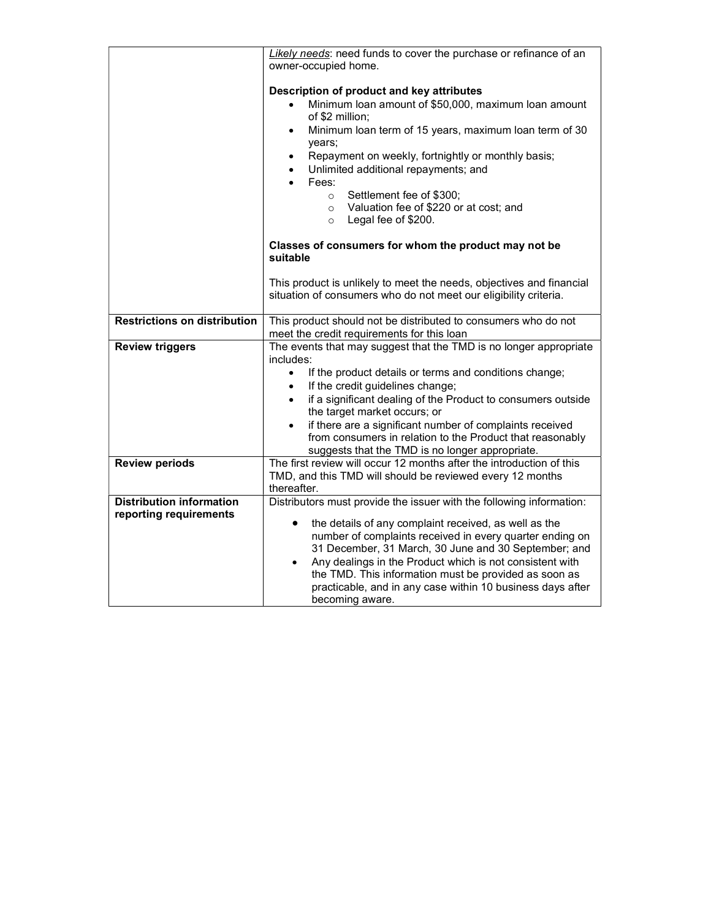| | |
|---|---|
| | *Likely needs*: need funds to cover the purchase or refinance of an owner-occupied home.<br><br>**Description of product and key attributes**<br>• Minimum loan amount of $50,000, maximum loan amount of $2 million;<br>• Minimum loan term of 15 years, maximum loan term of 30 years;<br>• Repayment on weekly, fortnightly or monthly basis;<br>• Unlimited additional repayments; and<br>• Fees:<br>&nbsp;&nbsp;&nbsp;&nbsp;○ Settlement fee of $300;<br>&nbsp;&nbsp;&nbsp;&nbsp;○ Valuation fee of $220 or at cost; and<br>&nbsp;&nbsp;&nbsp;&nbsp;○ Legal fee of $200.<br><br>**Classes of consumers for whom the product may not be suitable**<br><br>This product is unlikely to meet the needs, objectives and financial situation of consumers who do not meet our eligibility criteria. |
| **Restrictions on distribution** | This product should not be distributed to consumers who do not meet the credit requirements for this loan |
| **Review triggers** | The events that may suggest that the TMD is no longer appropriate includes:<br>• If the product details or terms and conditions change;<br>• If the credit guidelines change;<br>• if a significant dealing of the Product to consumers outside the target market occurs; or<br>• if there are a significant number of complaints received from consumers in relation to the Product that reasonably suggests that the TMD is no longer appropriate. |
| **Review periods** | The first review will occur 12 months after the introduction of this TMD, and this TMD will should be reviewed every 12 months thereafter. |
| **Distribution information reporting requirements** | Distributors must provide the issuer with the following information:<br>• the details of any complaint received, as well as the number of complaints received in every quarter ending on 31 December, 31 March, 30 June and 30 September; and<br>• Any dealings in the Product which is not consistent with the TMD. This information must be provided as soon as practicable, and in any case within 10 business days after becoming aware. |